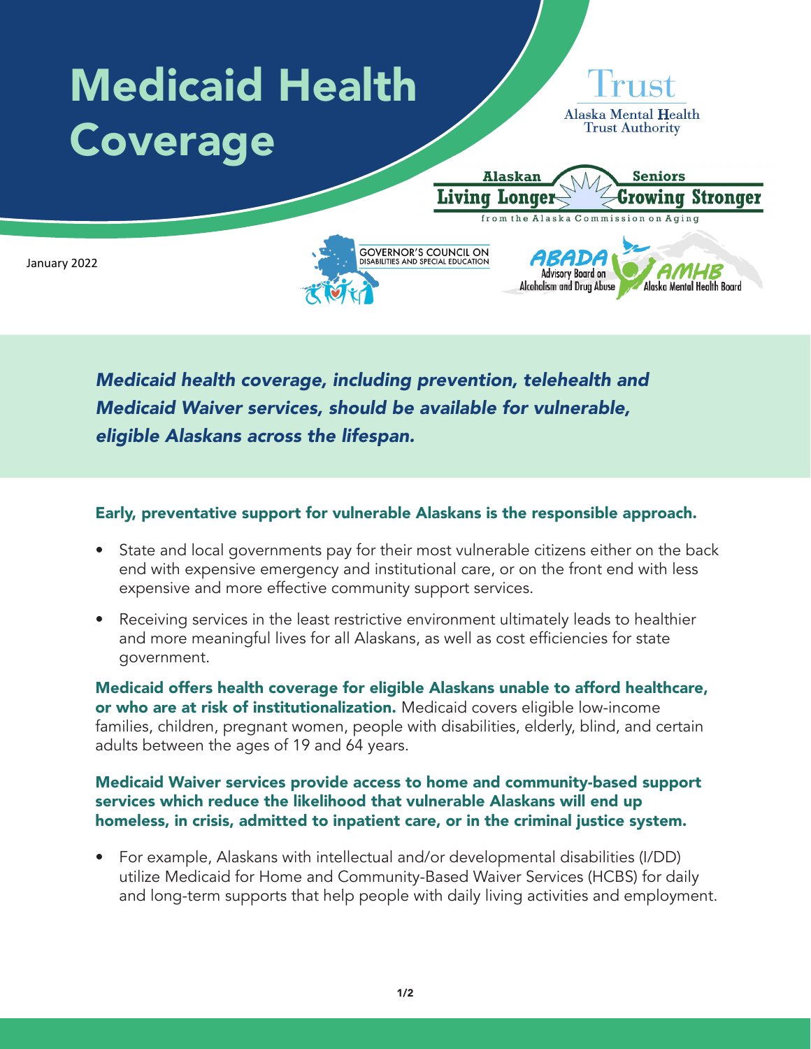# Medicaid Health Coverage

Trust
Alaska Mental Health Trust Authority

Alaskan Seniors Living Longer Growing Stronger
from the Alaska Commission on Aging

GOVERNOR'S COUNCIL ON DISABILITIES AND SPECIAL EDUCATION

ABADA Advisory Board on Alcoholism and Drug Abuse

AMHB Alaska Mental Health Board

January 2022

***Medicaid health coverage, including prevention, telehealth and Medicaid Waiver services, should be available for vulnerable, eligible Alaskans across the lifespan.***

**Early, preventative support for vulnerable Alaskans is the responsible approach.**

- State and local governments pay for their most vulnerable citizens either on the back end with expensive emergency and institutional care, or on the front end with less expensive and more effective community support services.
- Receiving services in the least restrictive environment ultimately leads to healthier and more meaningful lives for all Alaskans, as well as cost efficiencies for state government.

**Medicaid offers health coverage for eligible Alaskans unable to afford healthcare, or who are at risk of institutionalization.** Medicaid covers eligible low-income families, children, pregnant women, people with disabilities, elderly, blind, and certain adults between the ages of 19 and 64 years.

**Medicaid Waiver services provide access to home and community-based support services which reduce the likelihood that vulnerable Alaskans will end up homeless, in crisis, admitted to inpatient care, or in the criminal justice system.**

- For example, Alaskans with intellectual and/or developmental disabilities (I/DD) utilize Medicaid for Home and Community-Based Waiver Services (HCBS) for daily and long-term supports that help people with daily living activities and employment.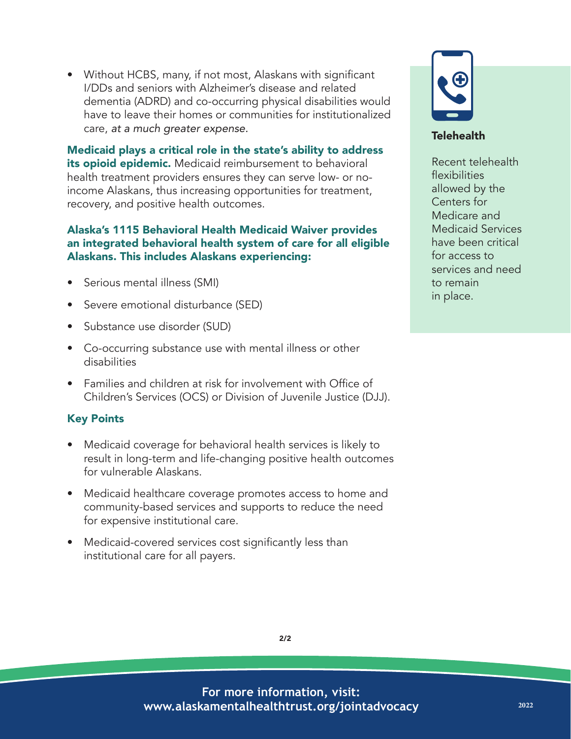- Without HCBS, many, if not most, Alaskans with significant I/DDs and seniors with Alzheimer's disease and related dementia (ADRD) and co-occurring physical disabilities would have to leave their homes or communities for institutionalized care, *at a much greater expense.*

**Medicaid plays a critical role in the state's ability to address its opioid epidemic.** Medicaid reimbursement to behavioral health treatment providers ensures they can serve low- or no-income Alaskans, thus increasing opportunities for treatment, recovery, and positive health outcomes.

**Alaska's 1115 Behavioral Health Medicaid Waiver provides an integrated behavioral health system of care for all eligible Alaskans. This includes Alaskans experiencing:**

- Serious mental illness (SMI)
- Severe emotional disturbance (SED)
- Substance use disorder (SUD)
- Co-occurring substance use with mental illness or other disabilities
- Families and children at risk for involvement with Office of Children's Services (OCS) or Division of Juvenile Justice (DJJ).

### Key Points

- Medicaid coverage for behavioral health services is likely to result in long-term and life-changing positive health outcomes for vulnerable Alaskans.
- Medicaid healthcare coverage promotes access to home and community-based services and supports to reduce the need for expensive institutional care.
- Medicaid-covered services cost significantly less than institutional care for all payers.

### Telehealth

Recent telehealth flexibilities allowed by the Centers for Medicare and Medicaid Services have been critical for access to services and need to remain in place.

**For more information, visit: www.alaskamentalhealthtrust.org/jointadvocacy**

2022